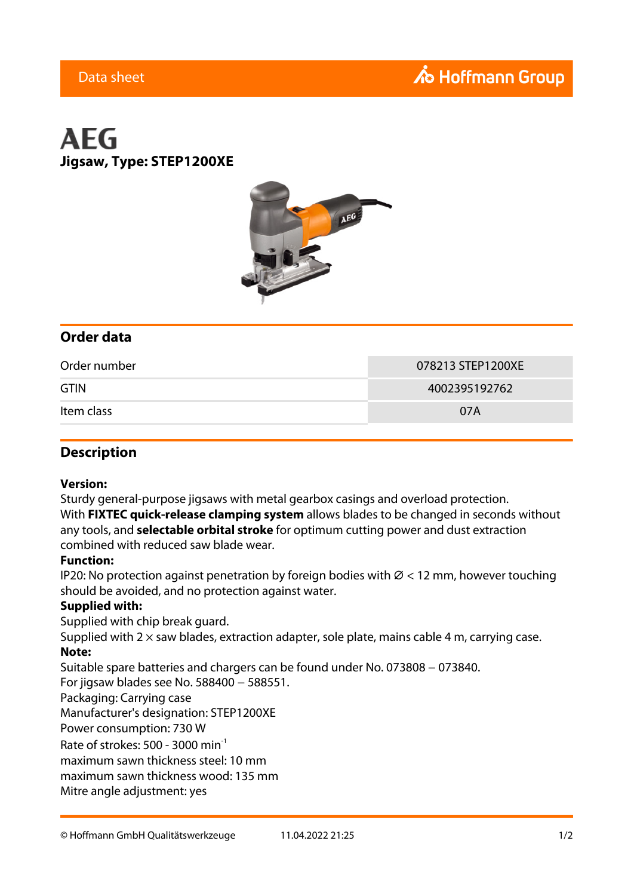Data sheet

# AEG

**Jigsaw, Type: STEP1200XE**

## Order data

| | |
|---|---|
| Order number | 078213 STEP1200XE |
| GTIN | 4002395192762 |
| Item class | 07A |

## Description

**Version:**
Sturdy general-purpose jigsaws with metal gearbox casings and overload protection.
With **FIXTEC quick-release clamping system** allows blades to be changed in seconds without any tools, and **selectable orbital stroke** for optimum cutting power and dust extraction combined with reduced saw blade wear.
**Function:**
IP20: No protection against penetration by foreign bodies with Ø < 12 mm, however touching should be avoided, and no protection against water.
**Supplied with:**
Supplied with chip break guard.
Supplied with 2 × saw blades, extraction adapter, sole plate, mains cable 4 m, carrying case.
**Note:**
Suitable spare batteries and chargers can be found under No. 073808 – 073840.
For jigsaw blades see No. 588400 – 588551.
Packaging: Carrying case
Manufacturer's designation: STEP1200XE
Power consumption: 730 W
Rate of strokes: 500 - 3000 $min^{-1}$
maximum sawn thickness steel: 10 mm
maximum sawn thickness wood: 135 mm
Mitre angle adjustment: yes

© Hoffmann GmbH Qualitätswerkzeuge 11.04.2022 21:25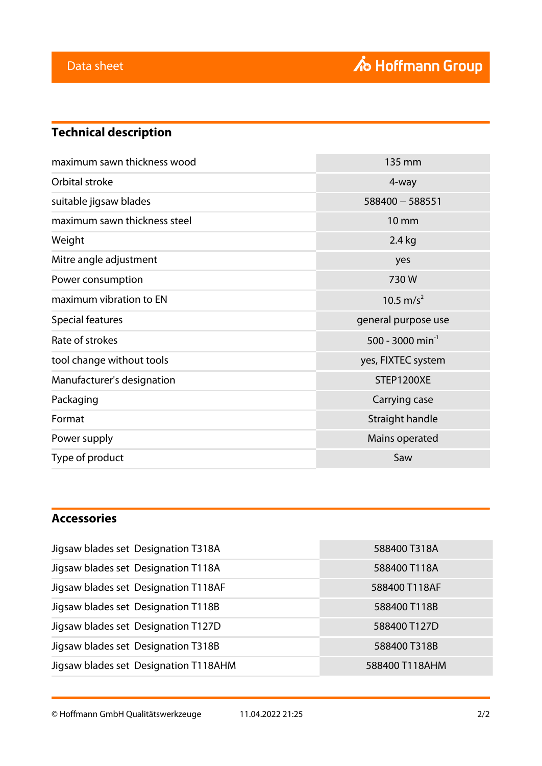## Technical description

| | |
|---|---|
| maximum sawn thickness wood | 135 mm |
| Orbital stroke | 4-way |
| suitable jigsaw blades | 588400 – 588551 |
| maximum sawn thickness steel | 10 mm |
| Weight | 2.4 kg |
| Mitre angle adjustment | yes |
| Power consumption | 730 W |
| maximum vibration to EN | 10.5 $m/s^2$ |
| Special features | general purpose use |
| Rate of strokes | 500 - 3000 $min^{-1}$ |
| tool change without tools | yes, FIXTEC system |
| Manufacturer's designation | STEP1200XE |
| Packaging | Carrying case |
| Format | Straight handle |
| Power supply | Mains operated |
| Type of product | Saw |

## Accessories

| | |
|---|---|
| Jigsaw blades set Designation T318A | 588400 T318A |
| Jigsaw blades set Designation T118A | 588400 T118A |
| Jigsaw blades set Designation T118AF | 588400 T118AF |
| Jigsaw blades set Designation T118B | 588400 T118B |
| Jigsaw blades set Designation T127D | 588400 T127D |
| Jigsaw blades set Designation T318B | 588400 T318B |
| Jigsaw blades set Designation T118AHM | 588400 T118AHM |